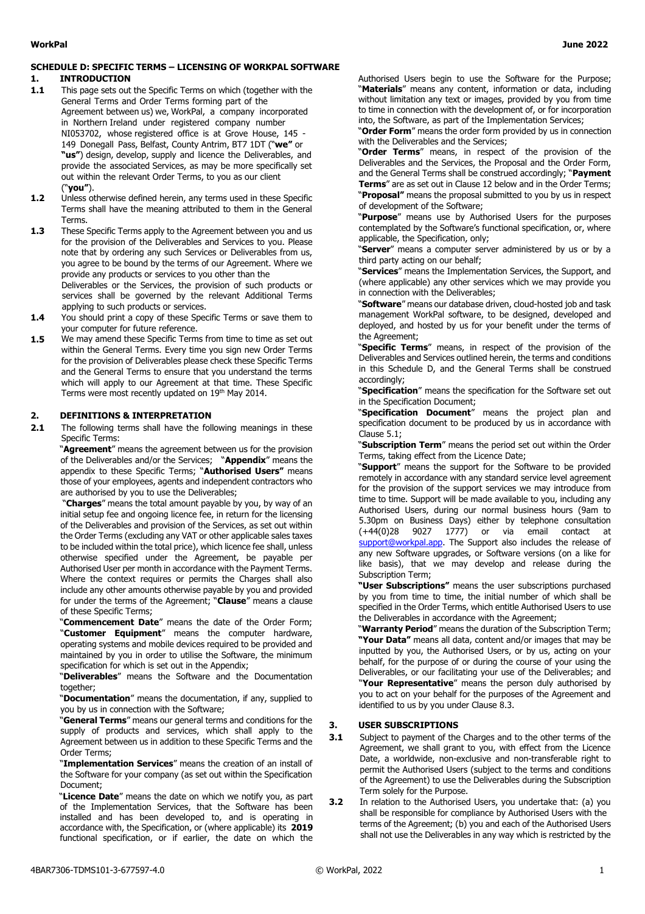## SCHEDULE D: SPECIFIC TERMS – LICENSING OF WORKPAL SOFTWARE

### 1. INTRODUCTION

**1.1** This page sets out the Specific Terms on which (together with the General Terms and Order Terms forming part of the Agreement between us) we, WorkPal, a company incorporated in Northern Ireland under registered company number NI053702, whose registered office is at Grove House, 145 - 149 Donegall Pass, Belfast, County Antrim, BT7 1DT ("**we"** or **"us"**) design, develop, supply and licence the Deliverables, and provide the associated Services, as may be more specifically set out within the relevant Order Terms, to you as our client ("**you"**).

**1.2** Unless otherwise defined herein, any terms used in these Specific Terms shall have the meaning attributed to them in the General Terms.

**1.3** These Specific Terms apply to the Agreement between you and us for the provision of the Deliverables and Services to you. Please note that by ordering any such Services or Deliverables from us, you agree to be bound by the terms of our Agreement. Where we provide any products or services to you other than the Deliverables or the Services, the provision of such products or services shall be governed by the relevant Additional Terms applying to such products or services.

**1.4** You should print a copy of these Specific Terms or save them to your computer for future reference.

**1.5** We may amend these Specific Terms from time to time as set out within the General Terms. Every time you sign new Order Terms for the provision of Deliverables please check these Specific Terms and the General Terms to ensure that you understand the terms which will apply to our Agreement at that time. These Specific Terms were most recently updated on 19th May 2014.

### 2. DEFINITIONS & INTERPRETATION

**2.1** The following terms shall have the following meanings in these Specific Terms:

"**Agreement**" means the agreement between us for the provision of the Deliverables and/or the Services; "**Appendix**" means the appendix to these Specific Terms; "**Authorised Users"** means those of your employees, agents and independent contractors who are authorised by you to use the Deliverables;

"**Charges**" means the total amount payable by you, by way of an initial setup fee and ongoing licence fee, in return for the licensing of the Deliverables and provision of the Services, as set out within the Order Terms (excluding any VAT or other applicable sales taxes to be included within the total price), which licence fee shall, unless otherwise specified under the Agreement, be payable per Authorised User per month in accordance with the Payment Terms. Where the context requires or permits the Charges shall also include any other amounts otherwise payable by you and provided for under the terms of the Agreement; "**Clause**" means a clause of these Specific Terms;

"**Commencement Date**" means the date of the Order Form; "**Customer Equipment**" means the computer hardware, operating systems and mobile devices required to be provided and maintained by you in order to utilise the Software, the minimum specification for which is set out in the Appendix;

"**Deliverables**" means the Software and the Documentation together;

"**Documentation**" means the documentation, if any, supplied to you by us in connection with the Software;

"**General Terms**" means our general terms and conditions for the supply of products and services, which shall apply to the Agreement between us in addition to these Specific Terms and the Order Terms;

"**Implementation Services**" means the creation of an install of the Software for your company (as set out within the Specification Document;

"**Licence Date**" means the date on which we notify you, as part of the Implementation Services, that the Software has been installed and has been developed to, and is operating in accordance with, the Specification, or (where applicable) its **2019** functional specification, or if earlier, the date on which the Authorised Users begin to use the Software for the Purpose;

"**Materials**" means any content, information or data, including without limitation any text or images, provided by you from time to time in connection with the development of, or for incorporation into, the Software, as part of the Implementation Services;

"**Order Form**" means the order form provided by us in connection with the Deliverables and the Services;

"**Order Terms**" means, in respect of the provision of the Deliverables and the Services, the Proposal and the Order Form, and the General Terms shall be construed accordingly; "**Payment Terms**" are as set out in Clause 12 below and in the Order Terms;

"**Proposal"** means the proposal submitted to you by us in respect of development of the Software;

"**Purpose**" means use by Authorised Users for the purposes contemplated by the Software's functional specification, or, where applicable, the Specification, only;

"**Server**" means a computer server administered by us or by a third party acting on our behalf;

"**Services**" means the Implementation Services, the Support, and (where applicable) any other services which we may provide you in connection with the Deliverables;

"**Software**" means our database driven, cloud-hosted job and task management WorkPal software, to be designed, developed and deployed, and hosted by us for your benefit under the terms of the Agreement;

"**Specific Terms**" means, in respect of the provision of the Deliverables and Services outlined herein, the terms and conditions in this Schedule D, and the General Terms shall be construed accordingly;

"**Specification**" means the specification for the Software set out in the Specification Document;

"**Specification Document**" means the project plan and specification document to be produced by us in accordance with Clause 5.1;

"**Subscription Term**" means the period set out within the Order Terms, taking effect from the Licence Date;

"**Support**" means the support for the Software to be provided remotely in accordance with any standard service level agreement for the provision of the support services we may introduce from time to time. Support will be made available to you, including any Authorised Users, during our normal business hours (9am to 5.30pm on Business Days) either by telephone consultation (+44(0)28 9027 1777) or via email contact at support@workpal.app. The Support also includes the release of any new Software upgrades, or Software versions (on a like for like basis), that we may develop and release during the Subscription Term;

**"User Subscriptions"** means the user subscriptions purchased by you from time to time, the initial number of which shall be specified in the Order Terms, which entitle Authorised Users to use the Deliverables in accordance with the Agreement;

"**Warranty Period**" means the duration of the Subscription Term;

**"Your Data"** means all data, content and/or images that may be inputted by you, the Authorised Users, or by us, acting on your behalf, for the purpose of or during the course of your using the Deliverables, or our facilitating your use of the Deliverables; and

"**Your Representative**" means the person duly authorised by you to act on your behalf for the purposes of the Agreement and identified to us by you under Clause 8.3.

### 3. USER SUBSCRIPTIONS

**3.1** Subject to payment of the Charges and to the other terms of the Agreement, we shall grant to you, with effect from the Licence Date, a worldwide, non-exclusive and non-transferable right to permit the Authorised Users (subject to the terms and conditions of the Agreement) to use the Deliverables during the Subscription Term solely for the Purpose.

**3.2** In relation to the Authorised Users, you undertake that: (a) you shall be responsible for compliance by Authorised Users with the terms of the Agreement; (b) you and each of the Authorised Users shall not use the Deliverables in any way which is restricted by the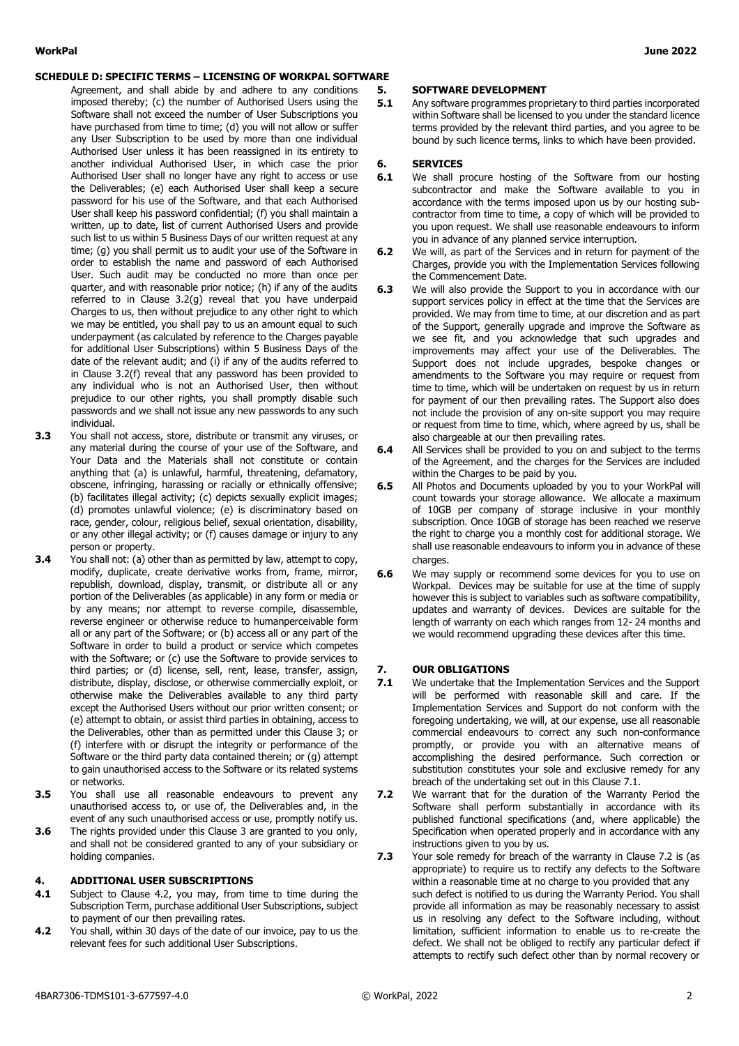## SCHEDULE D: SPECIFIC TERMS – LICENSING OF WORKPAL SOFTWARE

Agreement, and shall abide by and adhere to any conditions imposed thereby; (c) the number of Authorised Users using the Software shall not exceed the number of User Subscriptions you have purchased from time to time; (d) you will not allow or suffer any User Subscription to be used by more than one individual Authorised User unless it has been reassigned in its entirety to another individual Authorised User, in which case the prior Authorised User shall no longer have any right to access or use the Deliverables; (e) each Authorised User shall keep a secure password for his use of the Software, and that each Authorised User shall keep his password confidential; (f) you shall maintain a written, up to date, list of current Authorised Users and provide such list to us within 5 Business Days of our written request at any time; (g) you shall permit us to audit your use of the Software in order to establish the name and password of each Authorised User. Such audit may be conducted no more than once per quarter, and with reasonable prior notice; (h) if any of the audits referred to in Clause 3.2(g) reveal that you have underpaid Charges to us, then without prejudice to any other right to which we may be entitled, you shall pay to us an amount equal to such underpayment (as calculated by reference to the Charges payable for additional User Subscriptions) within 5 Business Days of the date of the relevant audit; and (i) if any of the audits referred to in Clause 3.2(f) reveal that any password has been provided to any individual who is not an Authorised User, then without prejudice to our other rights, you shall promptly disable such passwords and we shall not issue any new passwords to any such individual.

**3.3** You shall not access, store, distribute or transmit any viruses, or any material during the course of your use of the Software, and Your Data and the Materials shall not constitute or contain anything that (a) is unlawful, harmful, threatening, defamatory, obscene, infringing, harassing or racially or ethnically offensive; (b) facilitates illegal activity; (c) depicts sexually explicit images; (d) promotes unlawful violence; (e) is discriminatory based on race, gender, colour, religious belief, sexual orientation, disability, or any other illegal activity; or (f) causes damage or injury to any person or property.

**3.4** You shall not: (a) other than as permitted by law, attempt to copy, modify, duplicate, create derivative works from, frame, mirror, republish, download, display, transmit, or distribute all or any portion of the Deliverables (as applicable) in any form or media or by any means; nor attempt to reverse compile, disassemble, reverse engineer or otherwise reduce to humanperceivable form all or any part of the Software; or (b) access all or any part of the Software in order to build a product or service which competes with the Software; or (c) use the Software to provide services to third parties; or (d) license, sell, rent, lease, transfer, assign, distribute, display, disclose, or otherwise commercially exploit, or otherwise make the Deliverables available to any third party except the Authorised Users without our prior written consent; or (e) attempt to obtain, or assist third parties in obtaining, access to the Deliverables, other than as permitted under this Clause 3; or (f) interfere with or disrupt the integrity or performance of the Software or the third party data contained therein; or (g) attempt to gain unauthorised access to the Software or its related systems or networks.

**3.5** You shall use all reasonable endeavours to prevent any unauthorised access to, or use of, the Deliverables and, in the event of any such unauthorised access or use, promptly notify us.

**3.6** The rights provided under this Clause 3 are granted to you only, and shall not be considered granted to any of your subsidiary or holding companies.

### 4. ADDITIONAL USER SUBSCRIPTIONS

**4.1** Subject to Clause 4.2, you may, from time to time during the Subscription Term, purchase additional User Subscriptions, subject to payment of our then prevailing rates.

**4.2** You shall, within 30 days of the date of our invoice, pay to us the relevant fees for such additional User Subscriptions.

### 5. SOFTWARE DEVELOPMENT

**5.1** Any software programmes proprietary to third parties incorporated within Software shall be licensed to you under the standard licence terms provided by the relevant third parties, and you agree to be bound by such licence terms, links to which have been provided.

### 6. SERVICES

**6.1** We shall procure hosting of the Software from our hosting subcontractor and make the Software available to you in accordance with the terms imposed upon us by our hosting sub-contractor from time to time, a copy of which will be provided to you upon request. We shall use reasonable endeavours to inform you in advance of any planned service interruption.

**6.2** We will, as part of the Services and in return for payment of the Charges, provide you with the Implementation Services following the Commencement Date.

**6.3** We will also provide the Support to you in accordance with our support services policy in effect at the time that the Services are provided. We may from time to time, at our discretion and as part of the Support, generally upgrade and improve the Software as we see fit, and you acknowledge that such upgrades and improvements may affect your use of the Deliverables. The Support does not include upgrades, bespoke changes or amendments to the Software you may require or request from time to time, which will be undertaken on request by us in return for payment of our then prevailing rates. The Support also does not include the provision of any on-site support you may require or request from time to time, which, where agreed by us, shall be also chargeable at our then prevailing rates.

**6.4** All Services shall be provided to you on and subject to the terms of the Agreement, and the charges for the Services are included within the Charges to be paid by you.

**6.5** All Photos and Documents uploaded by you to your WorkPal will count towards your storage allowance. We allocate a maximum of 10GB per company of storage inclusive in your monthly subscription. Once 10GB of storage has been reached we reserve the right to charge you a monthly cost for additional storage. We shall use reasonable endeavours to inform you in advance of these charges.

**6.6** We may supply or recommend some devices for you to use on Workpal. Devices may be suitable for use at the time of supply however this is subject to variables such as software compatibility, updates and warranty of devices. Devices are suitable for the length of warranty on each which ranges from 12- 24 months and we would recommend upgrading these devices after this time.

### 7. OUR OBLIGATIONS

**7.1** We undertake that the Implementation Services and the Support will be performed with reasonable skill and care. If the Implementation Services and Support do not conform with the foregoing undertaking, we will, at our expense, use all reasonable commercial endeavours to correct any such non-conformance promptly, or provide you with an alternative means of accomplishing the desired performance. Such correction or substitution constitutes your sole and exclusive remedy for any breach of the undertaking set out in this Clause 7.1.

**7.2** We warrant that for the duration of the Warranty Period the Software shall perform substantially in accordance with its published functional specifications (and, where applicable) the Specification when operated properly and in accordance with any instructions given to you by us.

**7.3** Your sole remedy for breach of the warranty in Clause 7.2 is (as appropriate) to require us to rectify any defects to the Software within a reasonable time at no charge to you provided that any such defect is notified to us during the Warranty Period. You shall provide all information as may be reasonably necessary to assist us in resolving any defect to the Software including, without limitation, sufficient information to enable us to re-create the defect. We shall not be obliged to rectify any particular defect if attempts to rectify such defect other than by normal recovery or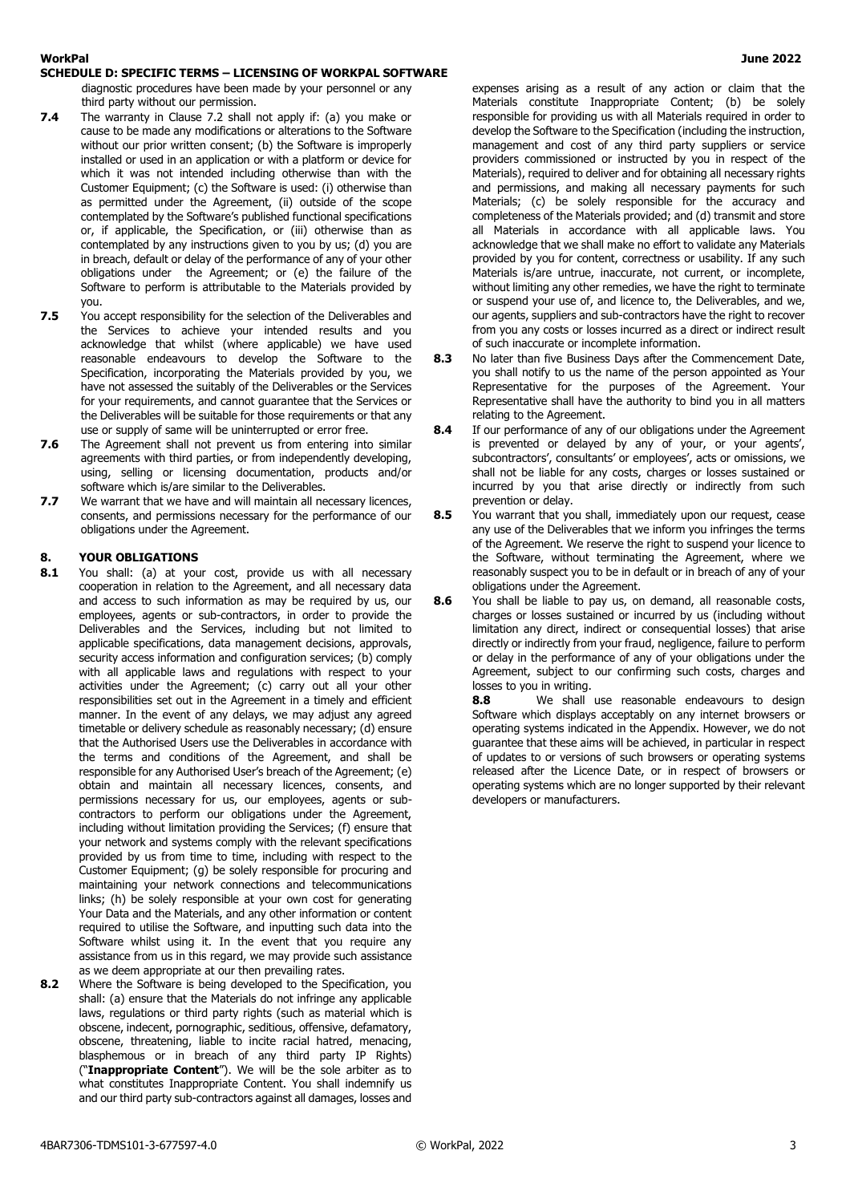diagnostic procedures have been made by your personnel or any third party without our permission.

**7.4** The warranty in Clause 7.2 shall not apply if: (a) you make or cause to be made any modifications or alterations to the Software without our prior written consent; (b) the Software is improperly installed or used in an application or with a platform or device for which it was not intended including otherwise than with the Customer Equipment; (c) the Software is used: (i) otherwise than as permitted under the Agreement, (ii) outside of the scope contemplated by the Software's published functional specifications or, if applicable, the Specification, or (iii) otherwise than as contemplated by any instructions given to you by us; (d) you are in breach, default or delay of the performance of any of your other obligations under the Agreement; or (e) the failure of the Software to perform is attributable to the Materials provided by you.

**7.5** You accept responsibility for the selection of the Deliverables and the Services to achieve your intended results and you acknowledge that whilst (where applicable) we have used reasonable endeavours to develop the Software to the Specification, incorporating the Materials provided by you, we have not assessed the suitably of the Deliverables or the Services for your requirements, and cannot guarantee that the Services or the Deliverables will be suitable for those requirements or that any use or supply of same will be uninterrupted or error free.

**7.6** The Agreement shall not prevent us from entering into similar agreements with third parties, or from independently developing, using, selling or licensing documentation, products and/or software which is/are similar to the Deliverables.

**7.7** We warrant that we have and will maintain all necessary licences, consents, and permissions necessary for the performance of our obligations under the Agreement.

## 8. YOUR OBLIGATIONS

**8.1** You shall: (a) at your cost, provide us with all necessary cooperation in relation to the Agreement, and all necessary data and access to such information as may be required by us, our employees, agents or sub-contractors, in order to provide the Deliverables and the Services, including but not limited to applicable specifications, data management decisions, approvals, security access information and configuration services; (b) comply with all applicable laws and regulations with respect to your activities under the Agreement; (c) carry out all your other responsibilities set out in the Agreement in a timely and efficient manner. In the event of any delays, we may adjust any agreed timetable or delivery schedule as reasonably necessary; (d) ensure that the Authorised Users use the Deliverables in accordance with the terms and conditions of the Agreement, and shall be responsible for any Authorised User's breach of the Agreement; (e) obtain and maintain all necessary licences, consents, and permissions necessary for us, our employees, agents or sub-contractors to perform our obligations under the Agreement, including without limitation providing the Services; (f) ensure that your network and systems comply with the relevant specifications provided by us from time to time, including with respect to the Customer Equipment; (g) be solely responsible for procuring and maintaining your network connections and telecommunications links; (h) be solely responsible at your own cost for generating Your Data and the Materials, and any other information or content required to utilise the Software, and inputting such data into the Software whilst using it. In the event that you require any assistance from us in this regard, we may provide such assistance as we deem appropriate at our then prevailing rates.

**8.2** Where the Software is being developed to the Specification, you shall: (a) ensure that the Materials do not infringe any applicable laws, regulations or third party rights (such as material which is obscene, indecent, pornographic, seditious, offensive, defamatory, obscene, threatening, liable to incite racial hatred, menacing, blasphemous or in breach of any third party IP Rights) ("**Inappropriate Content**"). We will be the sole arbiter as to what constitutes Inappropriate Content. You shall indemnify us and our third party sub-contractors against all damages, losses and expenses arising as a result of any action or claim that the Materials constitute Inappropriate Content; (b) be solely responsible for providing us with all Materials required in order to develop the Software to the Specification (including the instruction, management and cost of any third party suppliers or service providers commissioned or instructed by you in respect of the Materials), required to deliver and for obtaining all necessary rights and permissions, and making all necessary payments for such Materials; (c) be solely responsible for the accuracy and completeness of the Materials provided; and (d) transmit and store all Materials in accordance with all applicable laws. You acknowledge that we shall make no effort to validate any Materials provided by you for content, correctness or usability. If any such Materials is/are untrue, inaccurate, not current, or incomplete, without limiting any other remedies, we have the right to terminate or suspend your use of, and licence to, the Deliverables, and we, our agents, suppliers and sub-contractors have the right to recover from you any costs or losses incurred as a direct or indirect result of such inaccurate or incomplete information.

**8.3** No later than five Business Days after the Commencement Date, you shall notify to us the name of the person appointed as Your Representative for the purposes of the Agreement. Your Representative shall have the authority to bind you in all matters relating to the Agreement.

**8.4** If our performance of any of our obligations under the Agreement is prevented or delayed by any of your, or your agents', subcontractors', consultants' or employees', acts or omissions, we shall not be liable for any costs, charges or losses sustained or incurred by you that arise directly or indirectly from such prevention or delay.

**8.5** You warrant that you shall, immediately upon our request, cease any use of the Deliverables that we inform you infringes the terms of the Agreement. We reserve the right to suspend your licence to the Software, without terminating the Agreement, where we reasonably suspect you to be in default or in breach of any of your obligations under the Agreement.

**8.6** You shall be liable to pay us, on demand, all reasonable costs, charges or losses sustained or incurred by us (including without limitation any direct, indirect or consequential losses) that arise directly or indirectly from your fraud, negligence, failure to perform or delay in the performance of any of your obligations under the Agreement, subject to our confirming such costs, charges and losses to you in writing.

**8.8** We shall use reasonable endeavours to design Software which displays acceptably on any internet browsers or operating systems indicated in the Appendix. However, we do not guarantee that these aims will be achieved, in particular in respect of updates to or versions of such browsers or operating systems released after the Licence Date, or in respect of browsers or operating systems which are no longer supported by their relevant developers or manufacturers.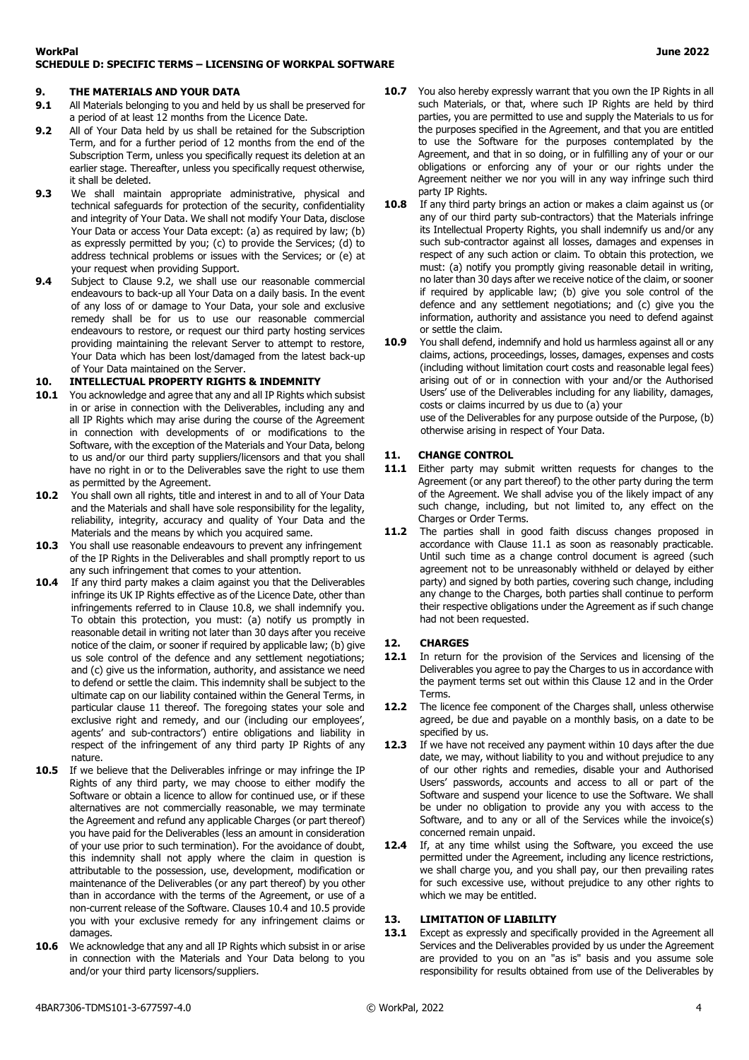## 9. THE MATERIALS AND YOUR DATA

**9.1** All Materials belonging to you and held by us shall be preserved for a period of at least 12 months from the Licence Date.

**9.2** All of Your Data held by us shall be retained for the Subscription Term, and for a further period of 12 months from the end of the Subscription Term, unless you specifically request its deletion at an earlier stage. Thereafter, unless you specifically request otherwise, it shall be deleted.

**9.3** We shall maintain appropriate administrative, physical and technical safeguards for protection of the security, confidentiality and integrity of Your Data. We shall not modify Your Data, disclose Your Data or access Your Data except: (a) as required by law; (b) as expressly permitted by you; (c) to provide the Services; (d) to address technical problems or issues with the Services; or (e) at your request when providing Support.

**9.4** Subject to Clause 9.2, we shall use our reasonable commercial endeavours to back-up all Your Data on a daily basis. In the event of any loss of or damage to Your Data, your sole and exclusive remedy shall be for us to use our reasonable commercial endeavours to restore, or request our third party hosting services providing maintaining the relevant Server to attempt to restore, Your Data which has been lost/damaged from the latest back-up of Your Data maintained on the Server.

## 10. INTELLECTUAL PROPERTY RIGHTS & INDEMNITY

**10.1** You acknowledge and agree that any and all IP Rights which subsist in or arise in connection with the Deliverables, including any and all IP Rights which may arise during the course of the Agreement in connection with developments of or modifications to the Software, with the exception of the Materials and Your Data, belong to us and/or our third party suppliers/licensors and that you shall have no right in or to the Deliverables save the right to use them as permitted by the Agreement.

**10.2** You shall own all rights, title and interest in and to all of Your Data and the Materials and shall have sole responsibility for the legality, reliability, integrity, accuracy and quality of Your Data and the Materials and the means by which you acquired same.

**10.3** You shall use reasonable endeavours to prevent any infringement of the IP Rights in the Deliverables and shall promptly report to us any such infringement that comes to your attention.

**10.4** If any third party makes a claim against you that the Deliverables infringe its UK IP Rights effective as of the Licence Date, other than infringements referred to in Clause 10.8, we shall indemnify you. To obtain this protection, you must: (a) notify us promptly in reasonable detail in writing not later than 30 days after you receive notice of the claim, or sooner if required by applicable law; (b) give us sole control of the defence and any settlement negotiations; and (c) give us the information, authority, and assistance we need to defend or settle the claim. This indemnity shall be subject to the ultimate cap on our liability contained within the General Terms, in particular clause 11 thereof. The foregoing states your sole and exclusive right and remedy, and our (including our employees', agents' and sub-contractors') entire obligations and liability in respect of the infringement of any third party IP Rights of any nature.

**10.5** If we believe that the Deliverables infringe or may infringe the IP Rights of any third party, we may choose to either modify the Software or obtain a licence to allow for continued use, or if these alternatives are not commercially reasonable, we may terminate the Agreement and refund any applicable Charges (or part thereof) you have paid for the Deliverables (less an amount in consideration of your use prior to such termination). For the avoidance of doubt, this indemnity shall not apply where the claim in question is attributable to the possession, use, development, modification or maintenance of the Deliverables (or any part thereof) by you other than in accordance with the terms of the Agreement, or use of a non-current release of the Software. Clauses 10.4 and 10.5 provide you with your exclusive remedy for any infringement claims or damages.

**10.6** We acknowledge that any and all IP Rights which subsist in or arise in connection with the Materials and Your Data belong to you and/or your third party licensors/suppliers.

**10.7** You also hereby expressly warrant that you own the IP Rights in all such Materials, or that, where such IP Rights are held by third parties, you are permitted to use and supply the Materials to us for the purposes specified in the Agreement, and that you are entitled to use the Software for the purposes contemplated by the Agreement, and that in so doing, or in fulfilling any of your or our obligations or enforcing any of your or our rights under the Agreement neither we nor you will in any way infringe such third party IP Rights.

**10.8** If any third party brings an action or makes a claim against us (or any of our third party sub-contractors) that the Materials infringe its Intellectual Property Rights, you shall indemnify us and/or any such sub-contractor against all losses, damages and expenses in respect of any such action or claim. To obtain this protection, we must: (a) notify you promptly giving reasonable detail in writing, no later than 30 days after we receive notice of the claim, or sooner if required by applicable law; (b) give you sole control of the defence and any settlement negotiations; and (c) give you the information, authority and assistance you need to defend against or settle the claim.

**10.9** You shall defend, indemnify and hold us harmless against all or any claims, actions, proceedings, losses, damages, expenses and costs (including without limitation court costs and reasonable legal fees) arising out of or in connection with your and/or the Authorised Users' use of the Deliverables including for any liability, damages, costs or claims incurred by us due to (a) your use of the Deliverables for any purpose outside of the Purpose, (b) otherwise arising in respect of Your Data.

## 11. CHANGE CONTROL

**11.1** Either party may submit written requests for changes to the Agreement (or any part thereof) to the other party during the term of the Agreement. We shall advise you of the likely impact of any such change, including, but not limited to, any effect on the Charges or Order Terms.

**11.2** The parties shall in good faith discuss changes proposed in accordance with Clause 11.1 as soon as reasonably practicable. Until such time as a change control document is agreed (such agreement not to be unreasonably withheld or delayed by either party) and signed by both parties, covering such change, including any change to the Charges, both parties shall continue to perform their respective obligations under the Agreement as if such change had not been requested.

## 12. CHARGES

**12.1** In return for the provision of the Services and licensing of the Deliverables you agree to pay the Charges to us in accordance with the payment terms set out within this Clause 12 and in the Order Terms.

**12.2** The licence fee component of the Charges shall, unless otherwise agreed, be due and payable on a monthly basis, on a date to be specified by us.

**12.3** If we have not received any payment within 10 days after the due date, we may, without liability to you and without prejudice to any of our other rights and remedies, disable your and Authorised Users' passwords, accounts and access to all or part of the Software and suspend your licence to use the Software. We shall be under no obligation to provide any you with access to the Software, and to any or all of the Services while the invoice(s) concerned remain unpaid.

**12.4** If, at any time whilst using the Software, you exceed the use permitted under the Agreement, including any licence restrictions, we shall charge you, and you shall pay, our then prevailing rates for such excessive use, without prejudice to any other rights to which we may be entitled.

## 13. LIMITATION OF LIABILITY

**13.1** Except as expressly and specifically provided in the Agreement all Services and the Deliverables provided by us under the Agreement are provided to you on an "as is" basis and you assume sole responsibility for results obtained from use of the Deliverables by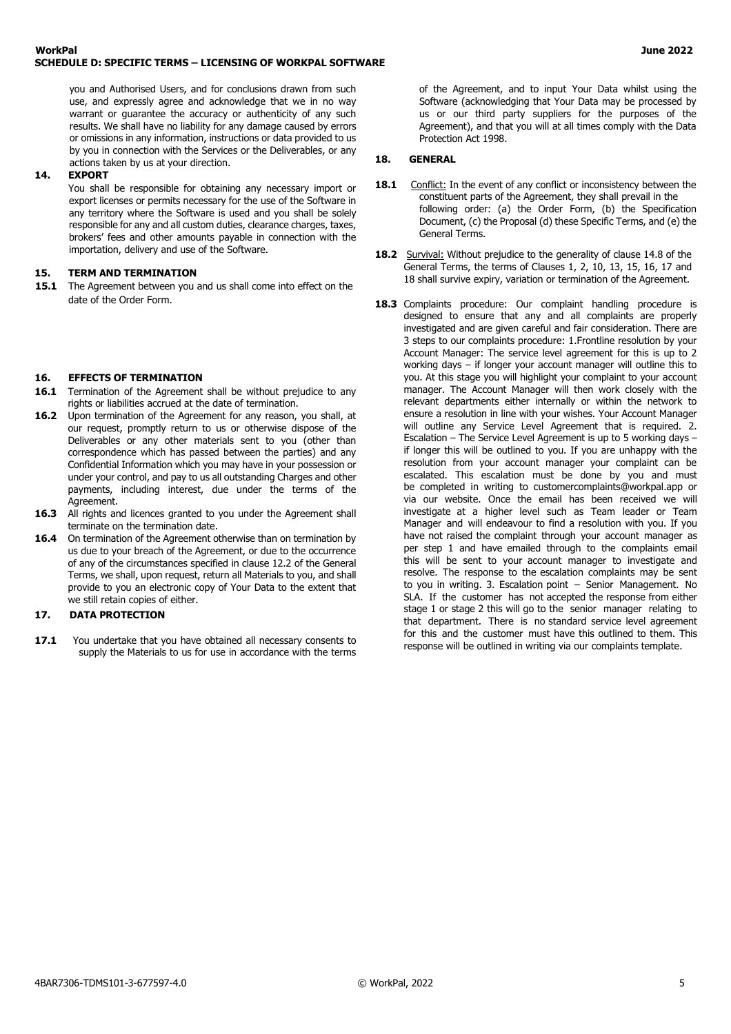you and Authorised Users, and for conclusions drawn from such use, and expressly agree and acknowledge that we in no way warrant or guarantee the accuracy or authenticity of any such results. We shall have no liability for any damage caused by errors or omissions in any information, instructions or data provided to us by you in connection with the Services or the Deliverables, or any actions taken by us at your direction.

## 14. EXPORT

You shall be responsible for obtaining any necessary import or export licenses or permits necessary for the use of the Software in any territory where the Software is used and you shall be solely responsible for any and all custom duties, clearance charges, taxes, brokers' fees and other amounts payable in connection with the importation, delivery and use of the Software.

## 15. TERM AND TERMINATION

**15.1** The Agreement between you and us shall come into effect on the date of the Order Form.

## 16. EFFECTS OF TERMINATION

**16.1** Termination of the Agreement shall be without prejudice to any rights or liabilities accrued at the date of termination.

**16.2** Upon termination of the Agreement for any reason, you shall, at our request, promptly return to us or otherwise dispose of the Deliverables or any other materials sent to you (other than correspondence which has passed between the parties) and any Confidential Information which you may have in your possession or under your control, and pay to us all outstanding Charges and other payments, including interest, due under the terms of the Agreement.

**16.3** All rights and licences granted to you under the Agreement shall terminate on the termination date.

**16.4** On termination of the Agreement otherwise than on termination by us due to your breach of the Agreement, or due to the occurrence of any of the circumstances specified in clause 12.2 of the General Terms, we shall, upon request, return all Materials to you, and shall provide to you an electronic copy of Your Data to the extent that we still retain copies of either.

## 17. DATA PROTECTION

**17.1** You undertake that you have obtained all necessary consents to supply the Materials to us for use in accordance with the terms of the Agreement, and to input Your Data whilst using the Software (acknowledging that Your Data may be processed by us or our third party suppliers for the purposes of the Agreement), and that you will at all times comply with the Data Protection Act 1998.

## 18. GENERAL

**18.1** Conflict: In the event of any conflict or inconsistency between the constituent parts of the Agreement, they shall prevail in the following order: (a) the Order Form, (b) the Specification Document, (c) the Proposal (d) these Specific Terms, and (e) the General Terms.

**18.2** Survival: Without prejudice to the generality of clause 14.8 of the General Terms, the terms of Clauses 1, 2, 10, 13, 15, 16, 17 and 18 shall survive expiry, variation or termination of the Agreement.

**18.3** Complaints procedure: Our complaint handling procedure is designed to ensure that any and all complaints are properly investigated and are given careful and fair consideration. There are 3 steps to our complaints procedure: 1.Frontline resolution by your Account Manager: The service level agreement for this is up to 2 working days – if longer your account manager will outline this to you. At this stage you will highlight your complaint to your account manager. The Account Manager will then work closely with the relevant departments either internally or within the network to ensure a resolution in line with your wishes. Your Account Manager will outline any Service Level Agreement that is required. 2. Escalation – The Service Level Agreement is up to 5 working days – if longer this will be outlined to you. If you are unhappy with the resolution from your account manager your complaint can be escalated. This escalation must be done by you and must be completed in writing to customercomplaints@workpal.app or via our website. Once the email has been received we will investigate at a higher level such as Team leader or Team Manager and will endeavour to find a resolution with you. If you have not raised the complaint through your account manager as per step 1 and have emailed through to the complaints email this will be sent to your account manager to investigate and resolve. The response to the escalation complaints may be sent to you in writing. 3. Escalation point – Senior Management. No SLA. If the customer has not accepted the response from either stage 1 or stage 2 this will go to the senior manager relating to that department. There is no standard service level agreement for this and the customer must have this outlined to them. This response will be outlined in writing via our complaints template.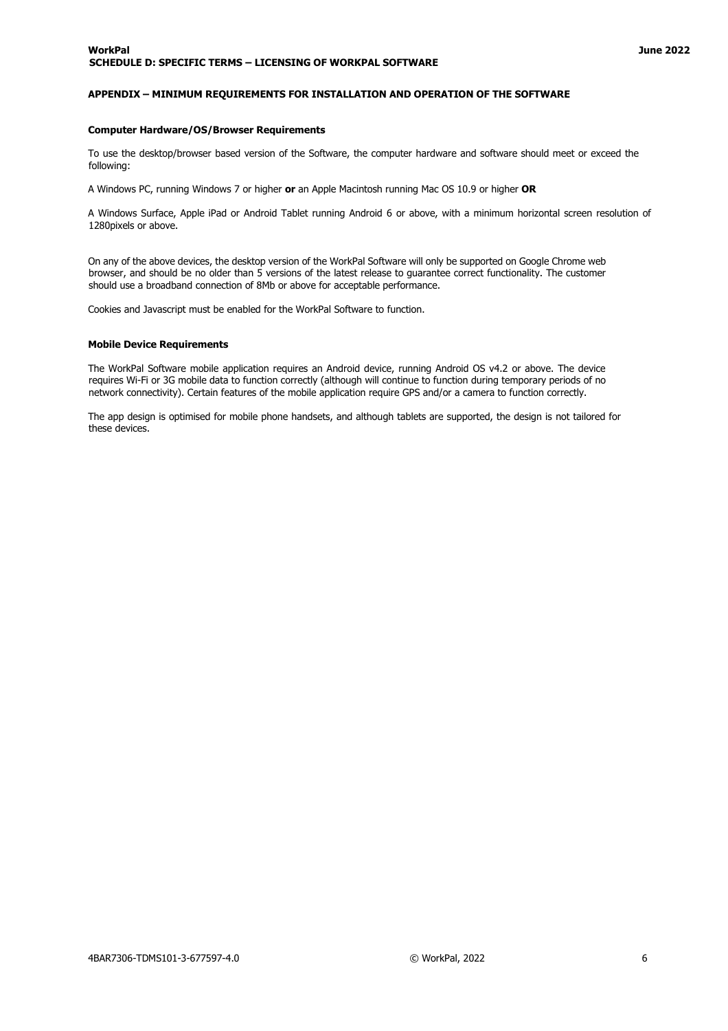## APPENDIX – MINIMUM REQUIREMENTS FOR INSTALLATION AND OPERATION OF THE SOFTWARE

### Computer Hardware/OS/Browser Requirements

To use the desktop/browser based version of the Software, the computer hardware and software should meet or exceed the following:

A Windows PC, running Windows 7 or higher **or** an Apple Macintosh running Mac OS 10.9 or higher **OR**

A Windows Surface, Apple iPad or Android Tablet running Android 6 or above, with a minimum horizontal screen resolution of 1280pixels or above.

On any of the above devices, the desktop version of the WorkPal Software will only be supported on Google Chrome web browser, and should be no older than 5 versions of the latest release to guarantee correct functionality. The customer should use a broadband connection of 8Mb or above for acceptable performance.

Cookies and Javascript must be enabled for the WorkPal Software to function.

### Mobile Device Requirements

The WorkPal Software mobile application requires an Android device, running Android OS v4.2 or above. The device requires Wi-Fi or 3G mobile data to function correctly (although will continue to function during temporary periods of no network connectivity). Certain features of the mobile application require GPS and/or a camera to function correctly.

The app design is optimised for mobile phone handsets, and although tablets are supported, the design is not tailored for these devices.